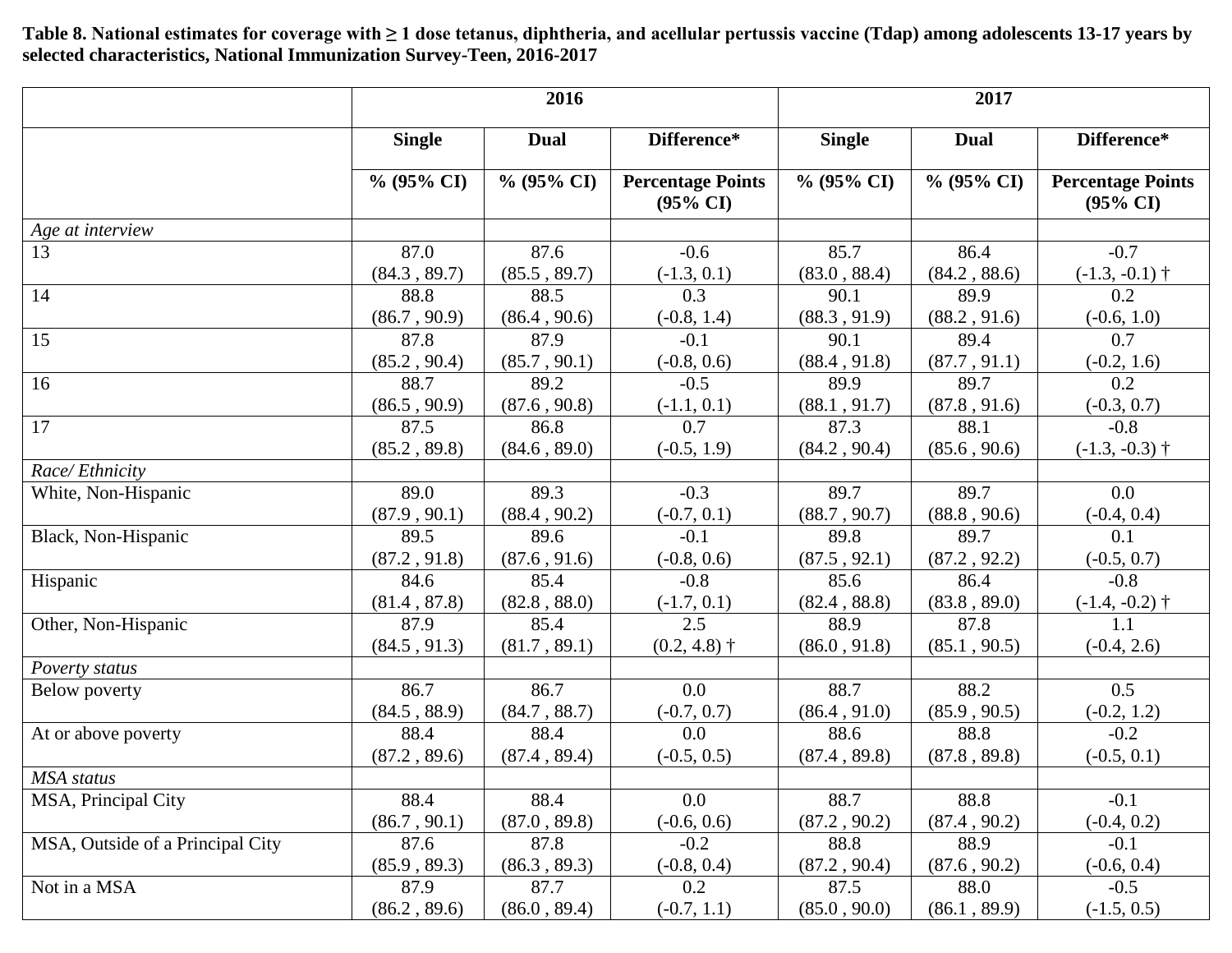**Table 8. National estimates for coverage with ≥ 1 dose tetanus, diphtheria, and acellular pertussis vaccine (Tdap) among adolescents 13-17 years by selected characteristics, National Immunization Survey-Teen, 2016-2017**

| | 2016 | | | 2017 | | |
|---|---|---|---|---|---|---|
| | Single | Dual | Difference* | Single | Dual | Difference* |
| | % (95% CI) | % (95% CI) | Percentage Points (95% CI) | % (95% CI) | % (95% CI) | Percentage Points (95% CI) |
| *Age at interview* | | | | | | |
| 13 | 87.0 (84.3 , 89.7) | 87.6 (85.5 , 89.7) | -0.6 (-1.3, 0.1) | 85.7 (83.0 , 88.4) | 86.4 (84.2 , 88.6) | -0.7 (-1.3, -0.1) † |
| 14 | 88.8 (86.7 , 90.9) | 88.5 (86.4 , 90.6) | 0.3 (-0.8, 1.4) | 90.1 (88.3 , 91.9) | 89.9 (88.2 , 91.6) | 0.2 (-0.6, 1.0) |
| 15 | 87.8 (85.2 , 90.4) | 87.9 (85.7 , 90.1) | -0.1 (-0.8, 0.6) | 90.1 (88.4 , 91.8) | 89.4 (87.7 , 91.1) | 0.7 (-0.2, 1.6) |
| 16 | 88.7 (86.5 , 90.9) | 89.2 (87.6 , 90.8) | -0.5 (-1.1, 0.1) | 89.9 (88.1 , 91.7) | 89.7 (87.8 , 91.6) | 0.2 (-0.3, 0.7) |
| 17 | 87.5 (85.2 , 89.8) | 86.8 (84.6 , 89.0) | 0.7 (-0.5, 1.9) | 87.3 (84.2 , 90.4) | 88.1 (85.6 , 90.6) | -0.8 (-1.3, -0.3) † |
| *Race/ Ethnicity* | | | | | | |
| White, Non-Hispanic | 89.0 (87.9 , 90.1) | 89.3 (88.4 , 90.2) | -0.3 (-0.7, 0.1) | 89.7 (88.7 , 90.7) | 89.7 (88.8 , 90.6) | 0.0 (-0.4, 0.4) |
| Black, Non-Hispanic | 89.5 (87.2 , 91.8) | 89.6 (87.6 , 91.6) | -0.1 (-0.8, 0.6) | 89.8 (87.5 , 92.1) | 89.7 (87.2 , 92.2) | 0.1 (-0.5, 0.7) |
| Hispanic | 84.6 (81.4 , 87.8) | 85.4 (82.8 , 88.0) | -0.8 (-1.7, 0.1) | 85.6 (82.4 , 88.8) | 86.4 (83.8 , 89.0) | -0.8 (-1.4, -0.2) † |
| Other, Non-Hispanic | 87.9 (84.5 , 91.3) | 85.4 (81.7 , 89.1) | 2.5 (0.2, 4.8) † | 88.9 (86.0 , 91.8) | 87.8 (85.1 , 90.5) | 1.1 (-0.4, 2.6) |
| *Poverty status* | | | | | | |
| Below poverty | 86.7 (84.5 , 88.9) | 86.7 (84.7 , 88.7) | 0.0 (-0.7, 0.7) | 88.7 (86.4 , 91.0) | 88.2 (85.9 , 90.5) | 0.5 (-0.2, 1.2) |
| At or above poverty | 88.4 (87.2 , 89.6) | 88.4 (87.4 , 89.4) | 0.0 (-0.5, 0.5) | 88.6 (87.4 , 89.8) | 88.8 (87.8 , 89.8) | -0.2 (-0.5, 0.1) |
| *MSA status* | | | | | | |
| MSA, Principal City | 88.4 (86.7 , 90.1) | 88.4 (87.0 , 89.8) | 0.0 (-0.6, 0.6) | 88.7 (87.2 , 90.2) | 88.8 (87.4 , 90.2) | -0.1 (-0.4, 0.2) |
| MSA, Outside of a Principal City | 87.6 (85.9 , 89.3) | 87.8 (86.3 , 89.3) | -0.2 (-0.8, 0.4) | 88.8 (87.2 , 90.4) | 88.9 (87.6 , 90.2) | -0.1 (-0.6, 0.4) |
| Not in a MSA | 87.9 (86.2 , 89.6) | 87.7 (86.0 , 89.4) | 0.2 (-0.7, 1.1) | 87.5 (85.0 , 90.0) | 88.0 (86.1 , 89.9) | -0.5 (-1.5, 0.5) |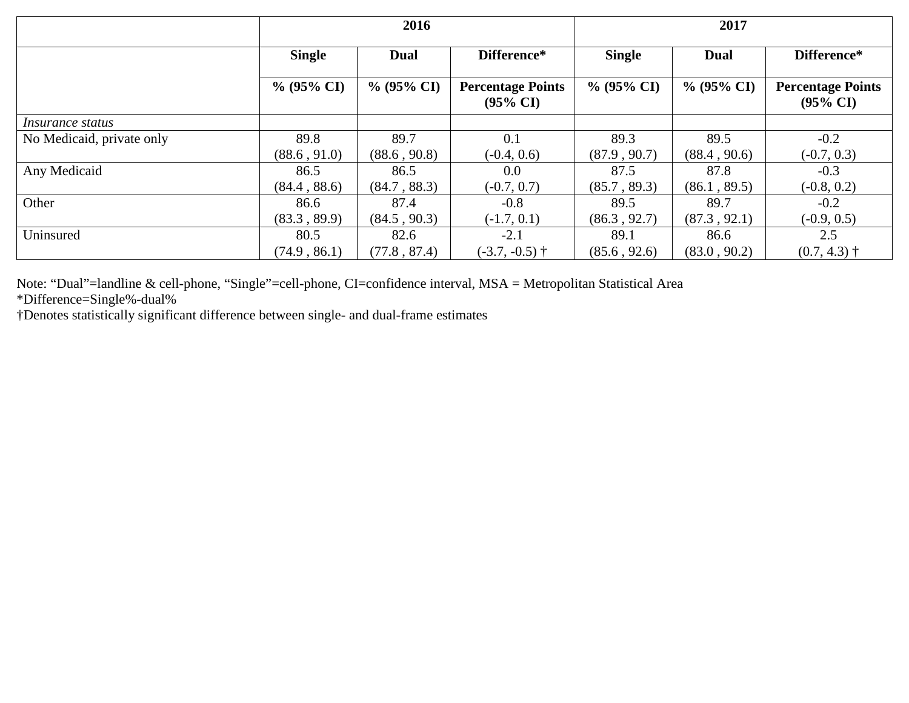| | 2016 | | | 2017 | | |
|---|---|---|---|---|---|---|
| | Single | Dual | Difference* | Single | Dual | Difference* |
| | % (95% CI) | % (95% CI) | Percentage Points (95% CI) | % (95% CI) | % (95% CI) | Percentage Points (95% CI) |
| *Insurance status* | | | | | | |
| No Medicaid, private only | 89.8 (88.6 , 91.0) | 89.7 (88.6 , 90.8) | 0.1 (-0.4, 0.6) | 89.3 (87.9 , 90.7) | 89.5 (88.4 , 90.6) | -0.2 (-0.7, 0.3) |
| Any Medicaid | 86.5 (84.4 , 88.6) | 86.5 (84.7 , 88.3) | 0.0 (-0.7, 0.7) | 87.5 (85.7 , 89.3) | 87.8 (86.1 , 89.5) | -0.3 (-0.8, 0.2) |
| Other | 86.6 (83.3 , 89.9) | 87.4 (84.5 , 90.3) | -0.8 (-1.7, 0.1) | 89.5 (86.3 , 92.7) | 89.7 (87.3 , 92.1) | -0.2 (-0.9, 0.5) |
| Uninsured | 80.5 (74.9 , 86.1) | 82.6 (77.8 , 87.4) | -2.1 (-3.7, -0.5) † | 89.1 (85.6 , 92.6) | 86.6 (83.0 , 90.2) | 2.5 (0.7, 4.3) † |

Note: "Dual"=landline & cell-phone, "Single"=cell-phone, CI=confidence interval, MSA = Metropolitan Statistical Area
*Difference=Single%-dual%
†Denotes statistically significant difference between single- and dual-frame estimates